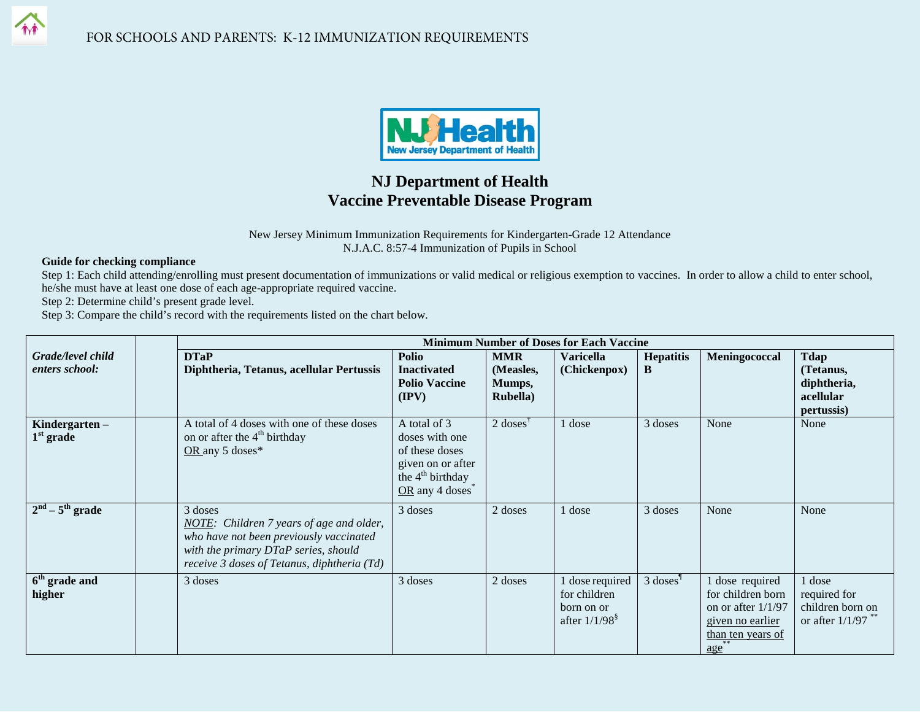FOR SCHOOLS AND PARENTS: K-12 IMMUNIZATION REQUIREMENTS

# NJ Department of Health
# Vaccine Preventable Disease Program

New Jersey Minimum Immunization Requirements for Kindergarten-Grade 12 Attendance
N.J.A.C. 8:57-4 Immunization of Pupils in School

**Guide for checking compliance**

Step 1: Each child attending/enrolling must present documentation of immunizations or valid medical or religious exemption to vaccines. In order to allow a child to enter school, he/she must have at least one dose of each age-appropriate required vaccine.
Step 2: Determine child's present grade level.
Step 3: Compare the child's record with the requirements listed on the chart below.

| *Grade/level child enters school:* | | **Minimum Number of Doses for Each Vaccine** | | | | | | |
|---|---|---|---|---|---|---|---|---|
| | | **DTaP Diphtheria, Tetanus, acellular Pertussis** | **Polio Inactivated Polio Vaccine (IPV)** | **MMR (Measles, Mumps, Rubella)** | **Varicella (Chickenpox)** | **Hepatitis B** | **Meningococcal** | **Tdap (Tetanus, diphtheria, acellular pertussis)** |
| **Kindergarten – 1st grade** | | A total of 4 doses with one of these doses on or after the 4th birthday <u>OR</u> any 5 doses* | A total of 3 doses with one of these doses given on or after the 4th birthday <u>OR</u> any 4 doses* | 2 doses† | 1 dose | 3 doses | None | None |
| **2nd – 5th grade** | | 3 doses *<u>NOTE</u>: Children 7 years of age and older, who have not been previously vaccinated with the primary DTaP series, should receive 3 doses of Tetanus, diphtheria (Td)* | 3 doses | 2 doses | 1 dose | 3 doses | None | None |
| **6th grade and higher** | | 3 doses | 3 doses | 2 doses | 1 dose required for children born on or after 1/1/98§ | 3 doses¶ | 1 dose required for children born on or after 1/1/97 <u>given no earlier than ten years of age</u>** | 1 dose required for children born on or after 1/1/97 ** |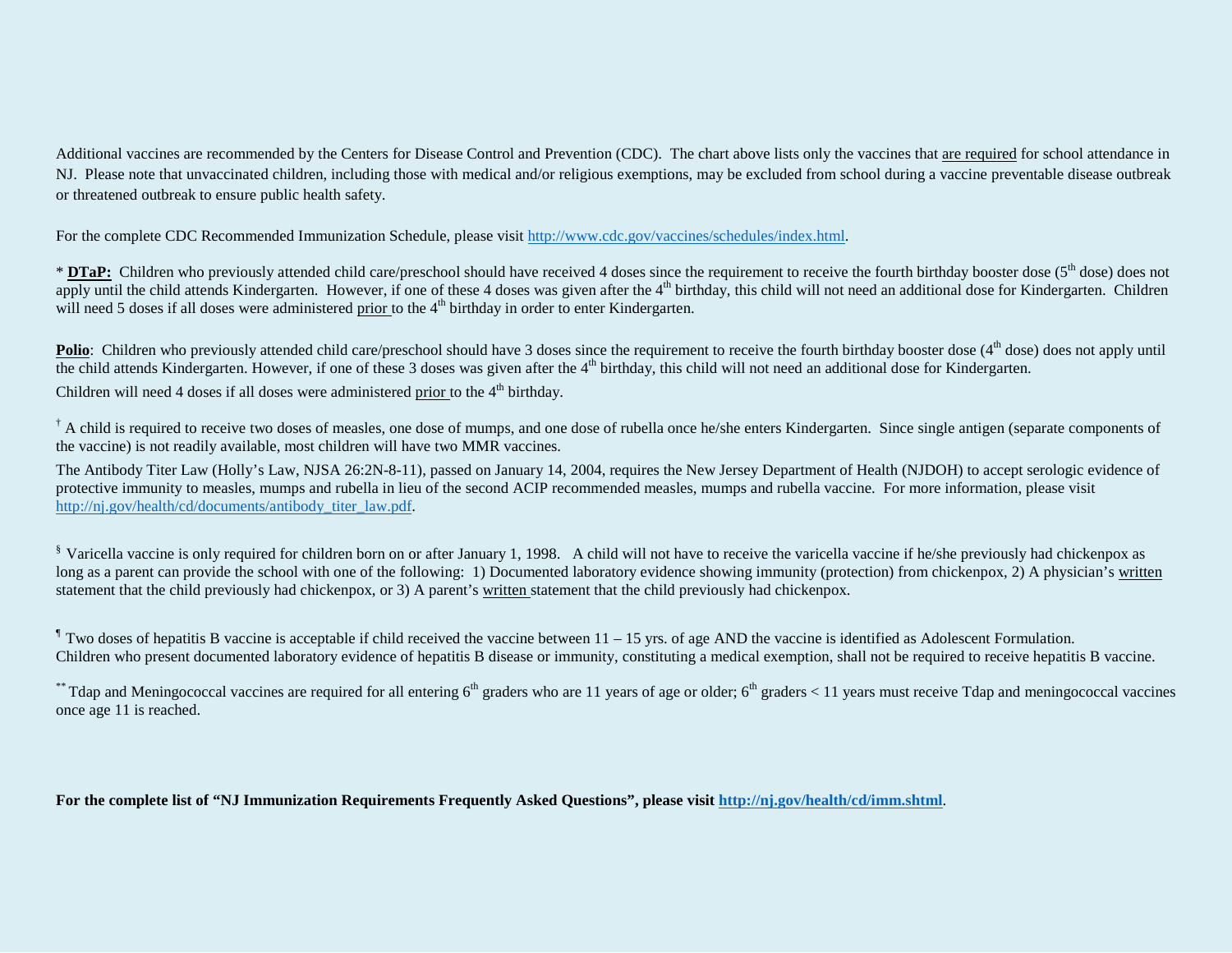Additional vaccines are recommended by the Centers for Disease Control and Prevention (CDC). The chart above lists only the vaccines that are required for school attendance in NJ. Please note that unvaccinated children, including those with medical and/or religious exemptions, may be excluded from school during a vaccine preventable disease outbreak or threatened outbreak to ensure public health safety.

For the complete CDC Recommended Immunization Schedule, please visit http://www.cdc.gov/vaccines/schedules/index.html.

* **DTaP:** Children who previously attended child care/preschool should have received 4 doses since the requirement to receive the fourth birthday booster dose (5th dose) does not apply until the child attends Kindergarten. However, if one of these 4 doses was given after the 4th birthday, this child will not need an additional dose for Kindergarten. Children will need 5 doses if all doses were administered prior to the 4th birthday in order to enter Kindergarten.

**Polio**: Children who previously attended child care/preschool should have 3 doses since the requirement to receive the fourth birthday booster dose (4th dose) does not apply until the child attends Kindergarten. However, if one of these 3 doses was given after the 4th birthday, this child will not need an additional dose for Kindergarten.
Children will need 4 doses if all doses were administered prior to the 4th birthday.

† A child is required to receive two doses of measles, one dose of mumps, and one dose of rubella once he/she enters Kindergarten. Since single antigen (separate components of the vaccine) is not readily available, most children will have two MMR vaccines.

The Antibody Titer Law (Holly's Law, NJSA 26:2N-8-11), passed on January 14, 2004, requires the New Jersey Department of Health (NJDOH) to accept serologic evidence of protective immunity to measles, mumps and rubella in lieu of the second ACIP recommended measles, mumps and rubella vaccine. For more information, please visit http://nj.gov/health/cd/documents/antibody_titer_law.pdf.

§ Varicella vaccine is only required for children born on or after January 1, 1998. A child will not have to receive the varicella vaccine if he/she previously had chickenpox as long as a parent can provide the school with one of the following: 1) Documented laboratory evidence showing immunity (protection) from chickenpox, 2) A physician's written statement that the child previously had chickenpox, or 3) A parent's written statement that the child previously had chickenpox.

¶ Two doses of hepatitis B vaccine is acceptable if child received the vaccine between 11 – 15 yrs. of age AND the vaccine is identified as Adolescent Formulation.
Children who present documented laboratory evidence of hepatitis B disease or immunity, constituting a medical exemption, shall not be required to receive hepatitis B vaccine.

** Tdap and Meningococcal vaccines are required for all entering 6th graders who are 11 years of age or older; 6th graders < 11 years must receive Tdap and meningococcal vaccines once age 11 is reached.

**For the complete list of "NJ Immunization Requirements Frequently Asked Questions", please visit http://nj.gov/health/cd/imm.shtml.**